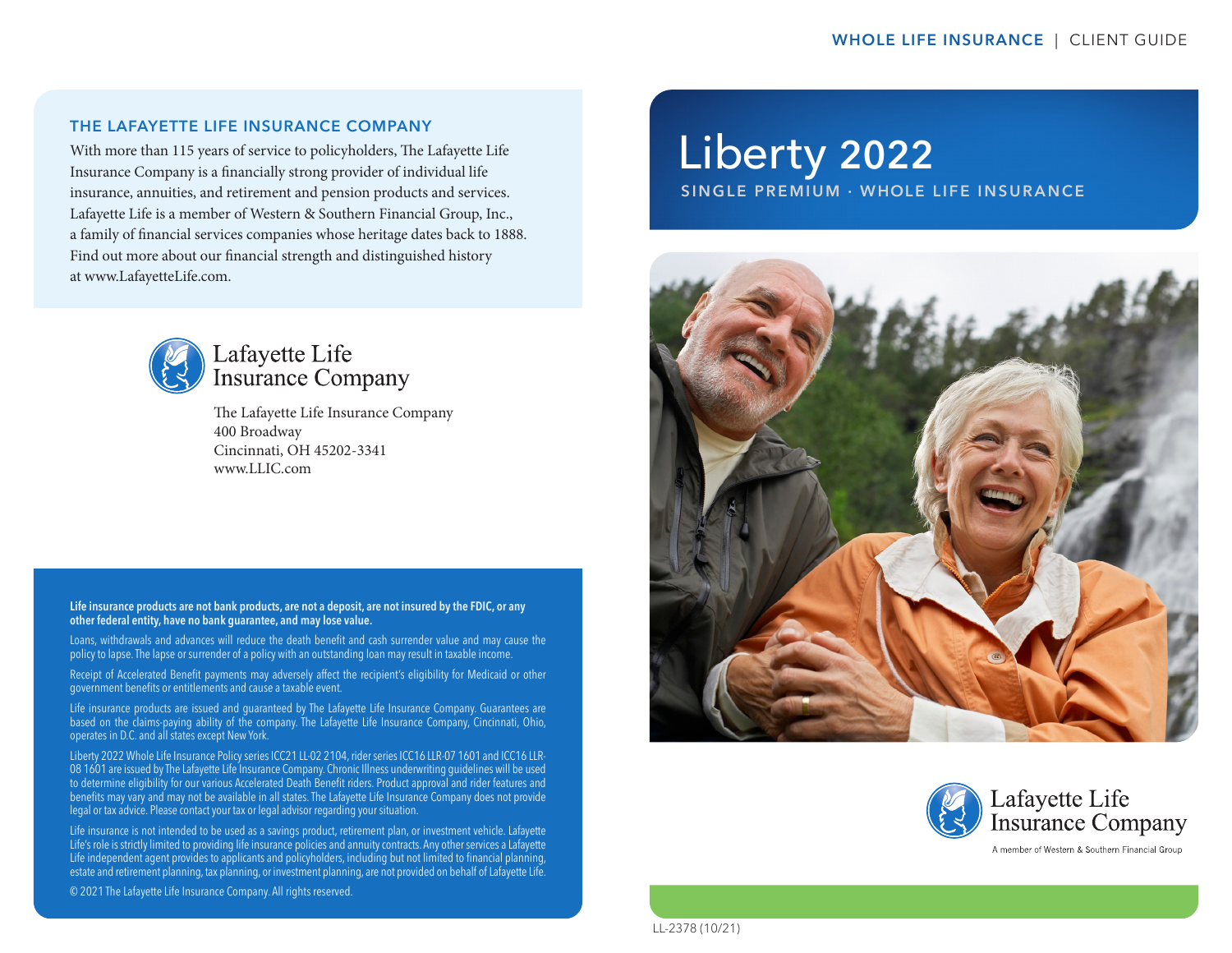WHOLE LIFE INSURANCE | CLIENT GUIDE

## THE LAFAYETTE LIFE INSURANCE COMPANY

With more than 115 years of service to policyholders, The Lafayette Life Insurance Company is a financially strong provider of individual life insurance, annuities, and retirement and pension products and services. Lafayette Life is a member of Western & Southern Financial Group, Inc., a family of financial services companies whose heritage dates back to 1888. Find out more about our financial strength and distinguished history at www.LafayetteLife.com.

Lafayette Life Insurance Company

The Lafayette Life Insurance Company
400 Broadway
Cincinnati, OH 45202-3341
www.LLIC.com

**Life insurance products are not bank products, are not a deposit, are not insured by the FDIC, or any other federal entity, have no bank guarantee, and may lose value.**

Loans, withdrawals and advances will reduce the death benefit and cash surrender value and may cause the policy to lapse. The lapse or surrender of a policy with an outstanding loan may result in taxable income.

Receipt of Accelerated Benefit payments may adversely affect the recipient's eligibility for Medicaid or other government benefits or entitlements and cause a taxable event.

Life insurance products are issued and guaranteed by The Lafayette Life Insurance Company. Guarantees are based on the claims-paying ability of the company. The Lafayette Life Insurance Company, Cincinnati, Ohio, operates in D.C. and all states except New York.

Liberty 2022 Whole Life Insurance Policy series ICC21 LL-02 2104, rider series ICC16 LLR-07 1601 and ICC16 LLR-08 1601 are issued by The Lafayette Life Insurance Company. Chronic Illness underwriting guidelines will be used to determine eligibility for our various Accelerated Death Benefit riders. Product approval and rider features and benefits may vary and may not be available in all states. The Lafayette Life Insurance Company does not provide legal or tax advice. Please contact your tax or legal advisor regarding your situation.

Life insurance is not intended to be used as a savings product, retirement plan, or investment vehicle. Lafayette Life's role is strictly limited to providing life insurance policies and annuity contracts. Any other services a Lafayette Life independent agent provides to applicants and policyholders, including but not limited to financial planning, estate and retirement planning, tax planning, or investment planning, are not provided on behalf of Lafayette Life.

© 2021 The Lafayette Life Insurance Company. All rights reserved.

# Liberty 2022

## SINGLE PREMIUM · WHOLE LIFE INSURANCE

Lafayette Life Insurance Company

A member of Western & Southern Financial Group

LL-2378 (10/21)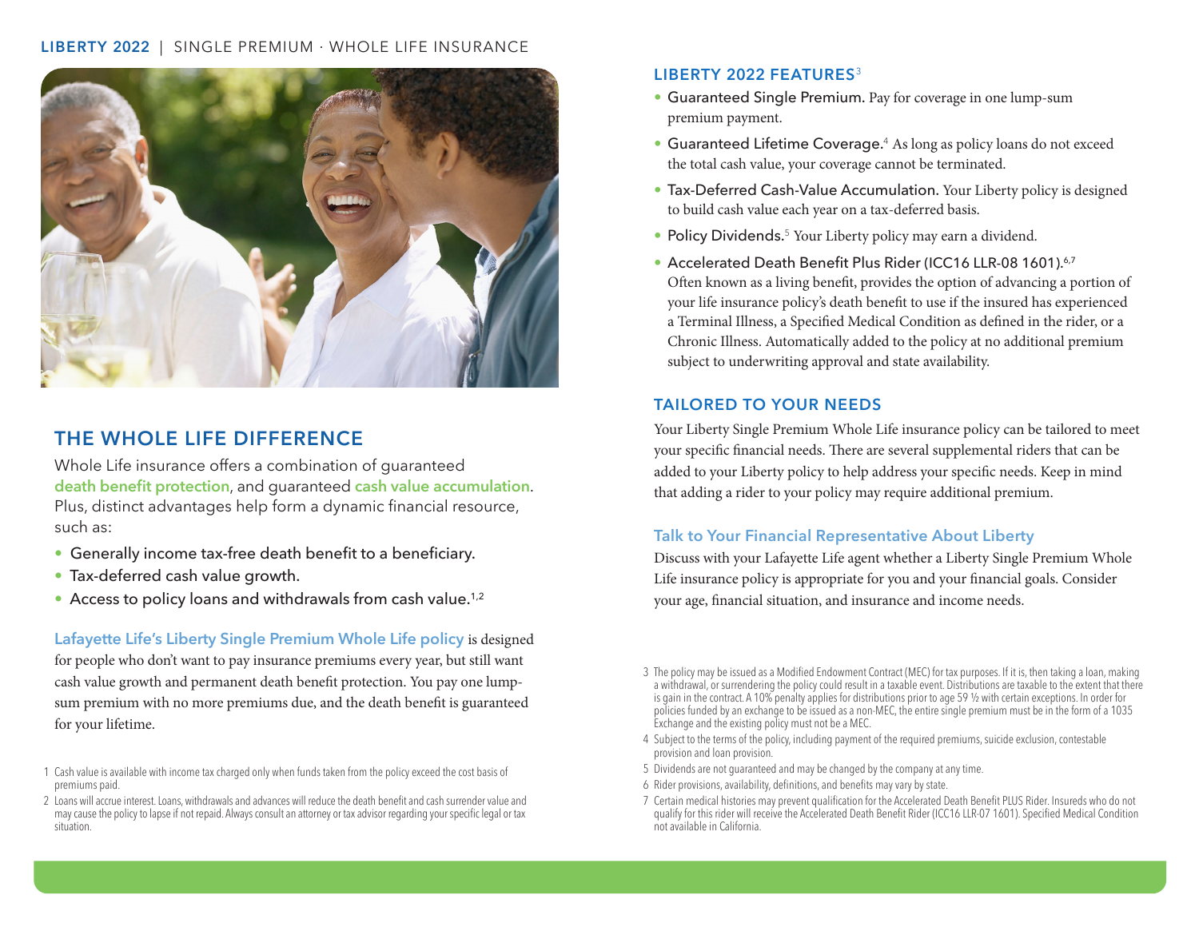## THE WHOLE LIFE DIFFERENCE

Whole Life insurance offers a combination of guaranteed **death benefit protection**, and guaranteed **cash value accumulation**. Plus, distinct advantages help form a dynamic financial resource, such as:

- Generally income tax-free death benefit to a beneficiary.
- Tax-deferred cash value growth.
- Access to policy loans and withdrawals from cash value.[1,2]

**Lafayette Life's Liberty Single Premium Whole Life policy** is designed for people who don't want to pay insurance premiums every year, but still want cash value growth and permanent death benefit protection. You pay one lump-sum premium with no more premiums due, and the death benefit is guaranteed for your lifetime.

1 Cash value is available with income tax charged only when funds taken from the policy exceed the cost basis of premiums paid.

2 Loans will accrue interest. Loans, withdrawals and advances will reduce the death benefit and cash surrender value and may cause the policy to lapse if not repaid. Always consult an attorney or tax advisor regarding your specific legal or tax situation.

## LIBERTY 2022 FEATURES[3]

- **Guaranteed Single Premium.** Pay for coverage in one lump-sum premium payment.
- **Guaranteed Lifetime Coverage.**[4] As long as policy loans do not exceed the total cash value, your coverage cannot be terminated.
- **Tax-Deferred Cash-Value Accumulation.** Your Liberty policy is designed to build cash value each year on a tax-deferred basis.
- **Policy Dividends.**[5] Your Liberty policy may earn a dividend.
- **Accelerated Death Benefit Plus Rider (ICC16 LLR-08 1601).**[6,7] Often known as a living benefit, provides the option of advancing a portion of your life insurance policy's death benefit to use if the insured has experienced a Terminal Illness, a Specified Medical Condition as defined in the rider, or a Chronic Illness. Automatically added to the policy at no additional premium subject to underwriting approval and state availability.

## TAILORED TO YOUR NEEDS

Your Liberty Single Premium Whole Life insurance policy can be tailored to meet your specific financial needs. There are several supplemental riders that can be added to your Liberty policy to help address your specific needs. Keep in mind that adding a rider to your policy may require additional premium.

### Talk to Your Financial Representative About Liberty

Discuss with your Lafayette Life agent whether a Liberty Single Premium Whole Life insurance policy is appropriate for you and your financial goals. Consider your age, financial situation, and insurance and income needs.

3 The policy may be issued as a Modified Endowment Contract (MEC) for tax purposes. If it is, then taking a loan, making a withdrawal, or surrendering the policy could result in a taxable event. Distributions are taxable to the extent that there is gain in the contract. A 10% penalty applies for distributions prior to age 59 ½ with certain exceptions. In order for policies funded by an exchange to be issued as a non-MEC, the entire single premium must be in the form of a 1035 Exchange and the existing policy must not be a MEC.

4 Subject to the terms of the policy, including payment of the required premiums, suicide exclusion, contestable provision and loan provision.

5 Dividends are not guaranteed and may be changed by the company at any time.

6 Rider provisions, availability, definitions, and benefits may vary by state.

7 Certain medical histories may prevent qualification for the Accelerated Death Benefit PLUS Rider. Insureds who do not qualify for this rider will receive the Accelerated Death Benefit Rider (ICC16 LLR-07 1601). Specified Medical Condition not available in California.